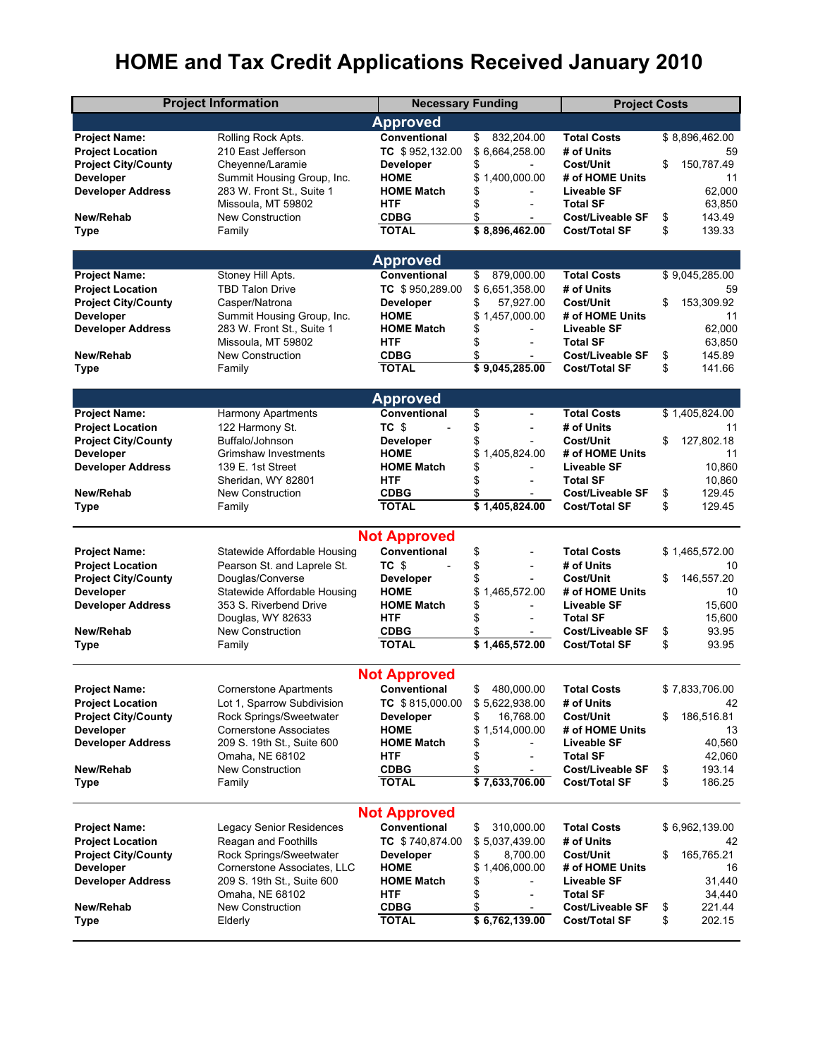# HOME and Tax Credit Applications Received January 2010

| Project Information | | Necessary Funding | | Project Costs | |
|---|---|---|---|---|---|
| **Approved** | | | | | |
| **Project Name:** | Rolling Rock Apts. | **Conventional** | $ 832,204.00 | **Total Costs** | $ 8,896,462.00 |
| **Project Location** | 210 East Jefferson | **TC** $ 952,132.00 | $ 6,664,258.00 | **# of Units** | 59 |
| **Project City/County** | Cheyenne/Laramie | **Developer** | $ - | **Cost/Unit** | $ 150,787.49 |
| **Developer** | Summit Housing Group, Inc. | **HOME** | $ 1,400,000.00 | **# of HOME Units** | 11 |
| **Developer Address** | 283 W. Front St., Suite 1 | **HOME Match** | $ - | **Liveable SF** | 62,000 |
| | Missoula, MT 59802 | **HTF** | $ - | **Total SF** | 63,850 |
| **New/Rehab** | New Construction | **CDBG** | $ - | **Cost/Liveable SF** | $ 143.49 |
| **Type** | Family | **TOTAL** | **$ 8,896,462.00** | **Cost/Total SF** | $ 139.33 |
| **Approved** | | | | | |
| **Project Name:** | Stoney Hill Apts. | **Conventional** | $ 879,000.00 | **Total Costs** | $ 9,045,285.00 |
| **Project Location** | TBD Talon Drive | **TC** $ 950,289.00 | $ 6,651,358.00 | **# of Units** | 59 |
| **Project City/County** | Casper/Natrona | **Developer** | $ 57,927.00 | **Cost/Unit** | $ 153,309.92 |
| **Developer** | Summit Housing Group, Inc. | **HOME** | $ 1,457,000.00 | **# of HOME Units** | 11 |
| **Developer Address** | 283 W. Front St., Suite 1 | **HOME Match** | $ - | **Liveable SF** | 62,000 |
| | Missoula, MT 59802 | **HTF** | $ - | **Total SF** | 63,850 |
| **New/Rehab** | New Construction | **CDBG** | $ - | **Cost/Liveable SF** | $ 145.89 |
| **Type** | Family | **TOTAL** | **$ 9,045,285.00** | **Cost/Total SF** | $ 141.66 |
| **Approved** | | | | | |
| **Project Name:** | Harmony Apartments | **Conventional** | $ - | **Total Costs** | $ 1,405,824.00 |
| **Project Location** | 122 Harmony St. | **TC** $ - | $ - | **# of Units** | 11 |
| **Project City/County** | Buffalo/Johnson | **Developer** | $ - | **Cost/Unit** | $ 127,802.18 |
| **Developer** | Grimshaw Investments | **HOME** | $ 1,405,824.00 | **# of HOME Units** | 11 |
| **Developer Address** | 139 E. 1st Street | **HOME Match** | $ - | **Liveable SF** | 10,860 |
| | Sheridan, WY 82801 | **HTF** | $ - | **Total SF** | 10,860 |
| **New/Rehab** | New Construction | **CDBG** | $ - | **Cost/Liveable SF** | $ 129.45 |
| **Type** | Family | **TOTAL** | **$ 1,405,824.00** | **Cost/Total SF** | $ 129.45 |
| **Not Approved** | | | | | |
| **Project Name:** | Statewide Affordable Housing | **Conventional** | $ - | **Total Costs** | $ 1,465,572.00 |
| **Project Location** | Pearson St. and Laprele St. | **TC** $ - | $ - | **# of Units** | 10 |
| **Project City/County** | Douglas/Converse | **Developer** | $ - | **Cost/Unit** | $ 146,557.20 |
| **Developer** | Statewide Affordable Housing | **HOME** | $ 1,465,572.00 | **# of HOME Units** | 10 |
| **Developer Address** | 353 S. Riverbend Drive | **HOME Match** | $ - | **Liveable SF** | 15,600 |
| | Douglas, WY 82633 | **HTF** | $ - | **Total SF** | 15,600 |
| **New/Rehab** | New Construction | **CDBG** | $ - | **Cost/Liveable SF** | $ 93.95 |
| **Type** | Family | **TOTAL** | **$ 1,465,572.00** | **Cost/Total SF** | $ 93.95 |
| **Not Approved** | | | | | |
| **Project Name:** | Cornerstone Apartments | **Conventional** | $ 480,000.00 | **Total Costs** | $ 7,833,706.00 |
| **Project Location** | Lot 1, Sparrow Subdivision | **TC** $ 815,000.00 | $ 5,622,938.00 | **# of Units** | 42 |
| **Project City/County** | Rock Springs/Sweetwater | **Developer** | $ 16,768.00 | **Cost/Unit** | $ 186,516.81 |
| **Developer** | Cornerstone Associates | **HOME** | $ 1,514,000.00 | **# of HOME Units** | 13 |
| **Developer Address** | 209 S. 19th St., Suite 600 | **HOME Match** | $ - | **Liveable SF** | 40,560 |
| | Omaha, NE 68102 | **HTF** | $ - | **Total SF** | 42,060 |
| **New/Rehab** | New Construction | **CDBG** | $ - | **Cost/Liveable SF** | $ 193.14 |
| **Type** | Family | **TOTAL** | **$ 7,633,706.00** | **Cost/Total SF** | $ 186.25 |
| **Not Approved** | | | | | |
| **Project Name:** | Legacy Senior Residences | **Conventional** | $ 310,000.00 | **Total Costs** | $ 6,962,139.00 |
| **Project Location** | Reagan and Foothills | **TC** $ 740,874.00 | $ 5,037,439.00 | **# of Units** | 42 |
| **Project City/County** | Rock Springs/Sweetwater | **Developer** | $ 8,700.00 | **Cost/Unit** | $ 165,765.21 |
| **Developer** | Cornerstone Associates, LLC | **HOME** | $ 1,406,000.00 | **# of HOME Units** | 16 |
| **Developer Address** | 209 S. 19th St., Suite 600 | **HOME Match** | $ - | **Liveable SF** | 31,440 |
| | Omaha, NE 68102 | **HTF** | $ - | **Total SF** | 34,440 |
| **New/Rehab** | New Construction | **CDBG** | $ - | **Cost/Liveable SF** | $ 221.44 |
| **Type** | Elderly | **TOTAL** | **$ 6,762,139.00** | **Cost/Total SF** | $ 202.15 |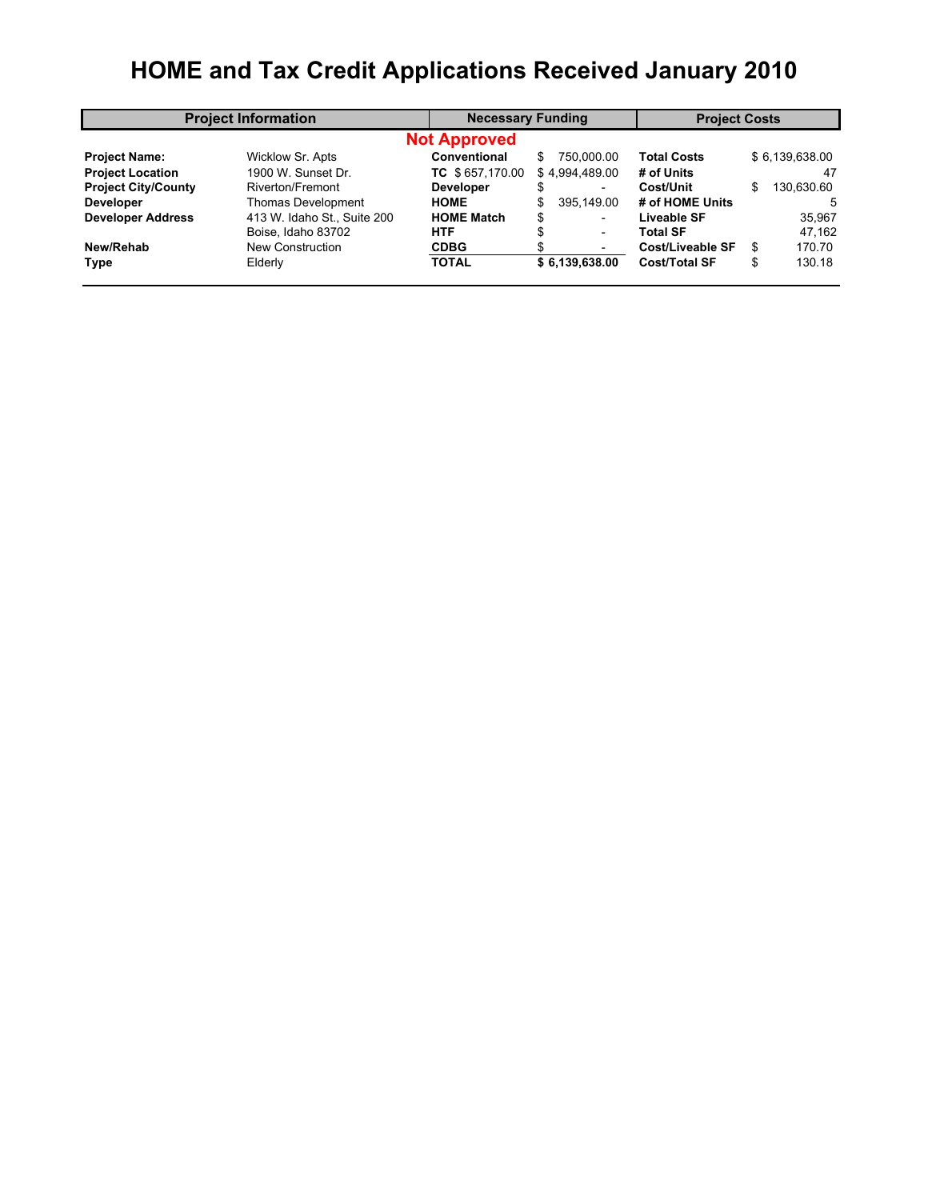# HOME and Tax Credit Applications Received January 2010

| Project Information | | Necessary Funding | | Project Costs | |
|---|---|---|---|---|---|
| | | **Not Approved** | | | |
| **Project Name:** | Wicklow Sr. Apts | **Conventional** | $ 750,000.00 | **Total Costs** | $ 6,139,638.00 |
| **Project Location** | 1900 W. Sunset Dr. | **TC** $ 657,170.00 | $ 4,994,489.00 | **# of Units** | 47 |
| **Project City/County** | Riverton/Fremont | **Developer** | $ - | **Cost/Unit** | $ 130,630.60 |
| **Developer** | Thomas Development | **HOME** | $ 395,149.00 | **# of HOME Units** | 5 |
| **Developer Address** | 413 W. Idaho St., Suite 200 | **HOME Match** | $ - | **Liveable SF** | 35,967 |
| | Boise, Idaho 83702 | **HTF** | $ - | **Total SF** | 47,162 |
| **New/Rehab** | New Construction | **CDBG** | $ - | **Cost/Liveable SF** | $ 170.70 |
| **Type** | Elderly | **TOTAL** | **$ 6,139,638.00** | **Cost/Total SF** | $ 130.18 |